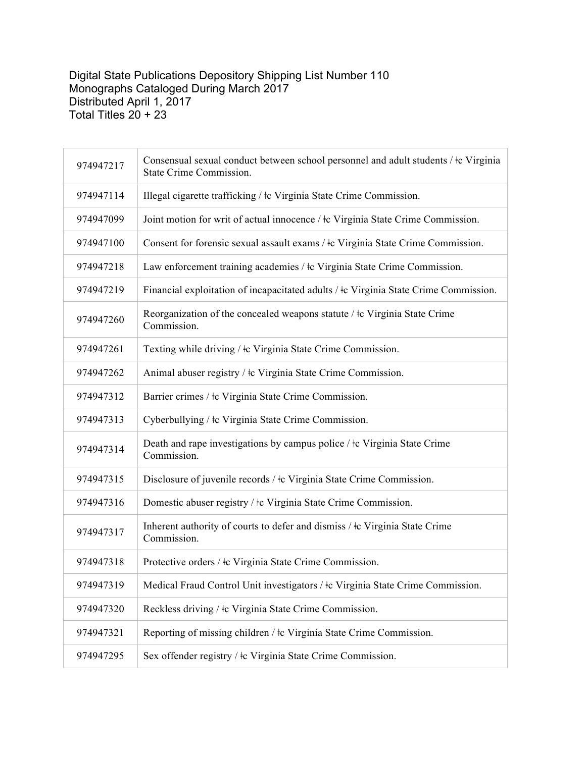Digital State Publications Depository Shipping List Number 110
Monographs Cataloged During March 2017
Distributed April 1, 2017
Total Titles 20 + 23

| | |
|---|---|
| 974947217 | Consensual sexual conduct between school personnel and adult students / ǂc Virginia State Crime Commission. |
| 974947114 | Illegal cigarette trafficking / ǂc Virginia State Crime Commission. |
| 974947099 | Joint motion for writ of actual innocence / ǂc Virginia State Crime Commission. |
| 974947100 | Consent for forensic sexual assault exams / ǂc Virginia State Crime Commission. |
| 974947218 | Law enforcement training academies / ǂc Virginia State Crime Commission. |
| 974947219 | Financial exploitation of incapacitated adults / ǂc Virginia State Crime Commission. |
| 974947260 | Reorganization of the concealed weapons statute / ǂc Virginia State Crime Commission. |
| 974947261 | Texting while driving / ǂc Virginia State Crime Commission. |
| 974947262 | Animal abuser registry / ǂc Virginia State Crime Commission. |
| 974947312 | Barrier crimes / ǂc Virginia State Crime Commission. |
| 974947313 | Cyberbullying / ǂc Virginia State Crime Commission. |
| 974947314 | Death and rape investigations by campus police / ǂc Virginia State Crime Commission. |
| 974947315 | Disclosure of juvenile records / ǂc Virginia State Crime Commission. |
| 974947316 | Domestic abuser registry / ǂc Virginia State Crime Commission. |
| 974947317 | Inherent authority of courts to defer and dismiss / ǂc Virginia State Crime Commission. |
| 974947318 | Protective orders / ǂc Virginia State Crime Commission. |
| 974947319 | Medical Fraud Control Unit investigators / ǂc Virginia State Crime Commission. |
| 974947320 | Reckless driving / ǂc Virginia State Crime Commission. |
| 974947321 | Reporting of missing children / ǂc Virginia State Crime Commission. |
| 974947295 | Sex offender registry / ǂc Virginia State Crime Commission. |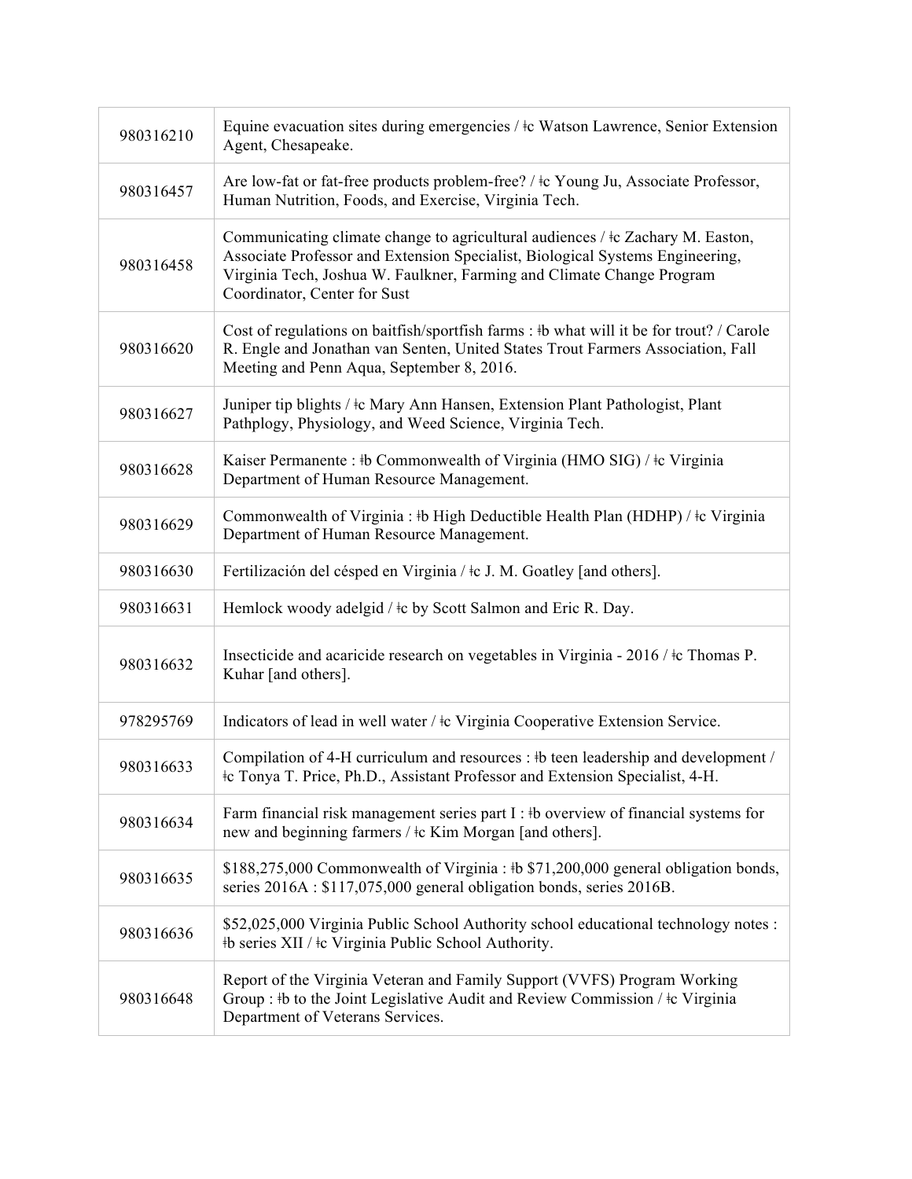| | |
|---|---|
| 980316210 | Equine evacuation sites during emergencies / ǂc Watson Lawrence, Senior Extension Agent, Chesapeake. |
| 980316457 | Are low-fat or fat-free products problem-free? / ǂc Young Ju, Associate Professor, Human Nutrition, Foods, and Exercise, Virginia Tech. |
| 980316458 | Communicating climate change to agricultural audiences / ǂc Zachary M. Easton, Associate Professor and Extension Specialist, Biological Systems Engineering, Virginia Tech, Joshua W. Faulkner, Farming and Climate Change Program Coordinator, Center for Sust |
| 980316620 | Cost of regulations on baitfish/sportfish farms : ǂb what will it be for trout? / Carole R. Engle and Jonathan van Senten, United States Trout Farmers Association, Fall Meeting and Penn Aqua, September 8, 2016. |
| 980316627 | Juniper tip blights / ǂc Mary Ann Hansen, Extension Plant Pathologist, Plant Pathplogy, Physiology, and Weed Science, Virginia Tech. |
| 980316628 | Kaiser Permanente : ǂb Commonwealth of Virginia (HMO SIG) / ǂc Virginia Department of Human Resource Management. |
| 980316629 | Commonwealth of Virginia : ǂb High Deductible Health Plan (HDHP) / ǂc Virginia Department of Human Resource Management. |
| 980316630 | Fertilización del césped en Virginia / ǂc J. M. Goatley [and others]. |
| 980316631 | Hemlock woody adelgid / ǂc by Scott Salmon and Eric R. Day. |
| 980316632 | Insecticide and acaricide research on vegetables in Virginia - 2016 / ǂc Thomas P. Kuhar [and others]. |
| 978295769 | Indicators of lead in well water / ǂc Virginia Cooperative Extension Service. |
| 980316633 | Compilation of 4-H curriculum and resources : ǂb teen leadership and development / ǂc Tonya T. Price, Ph.D., Assistant Professor and Extension Specialist, 4-H. |
| 980316634 | Farm financial risk management series part I : ǂb overview of financial systems for new and beginning farmers / ǂc Kim Morgan [and others]. |
| 980316635 | $188,275,000 Commonwealth of Virginia : ǂb $71,200,000 general obligation bonds, series 2016A : $117,075,000 general obligation bonds, series 2016B. |
| 980316636 | $52,025,000 Virginia Public School Authority school educational technology notes : ǂb series XII / ǂc Virginia Public School Authority. |
| 980316648 | Report of the Virginia Veteran and Family Support (VVFS) Program Working Group : ǂb to the Joint Legislative Audit and Review Commission / ǂc Virginia Department of Veterans Services. |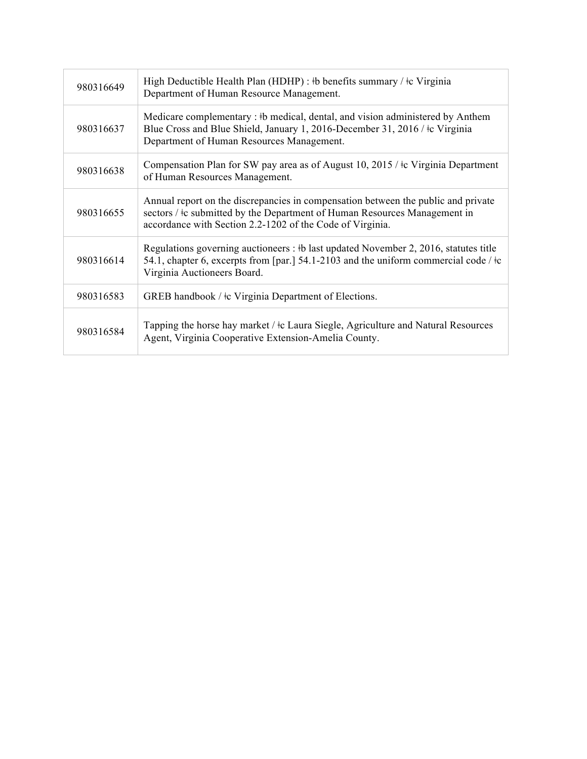| | |
|---|---|
| 980316649 | High Deductible Health Plan (HDHP) : ǂb benefits summary / ǂc Virginia Department of Human Resource Management. |
| 980316637 | Medicare complementary : ǂb medical, dental, and vision administered by Anthem Blue Cross and Blue Shield, January 1, 2016-December 31, 2016 / ǂc Virginia Department of Human Resources Management. |
| 980316638 | Compensation Plan for SW pay area as of August 10, 2015 / ǂc Virginia Department of Human Resources Management. |
| 980316655 | Annual report on the discrepancies in compensation between the public and private sectors / ǂc submitted by the Department of Human Resources Management in accordance with Section 2.2-1202 of the Code of Virginia. |
| 980316614 | Regulations governing auctioneers : ǂb last updated November 2, 2016, statutes title 54.1, chapter 6, excerpts from [par.] 54.1-2103 and the uniform commercial code / ǂc Virginia Auctioneers Board. |
| 980316583 | GREB handbook / ǂc Virginia Department of Elections. |
| 980316584 | Tapping the horse hay market / ǂc Laura Siegle, Agriculture and Natural Resources Agent, Virginia Cooperative Extension-Amelia County. |